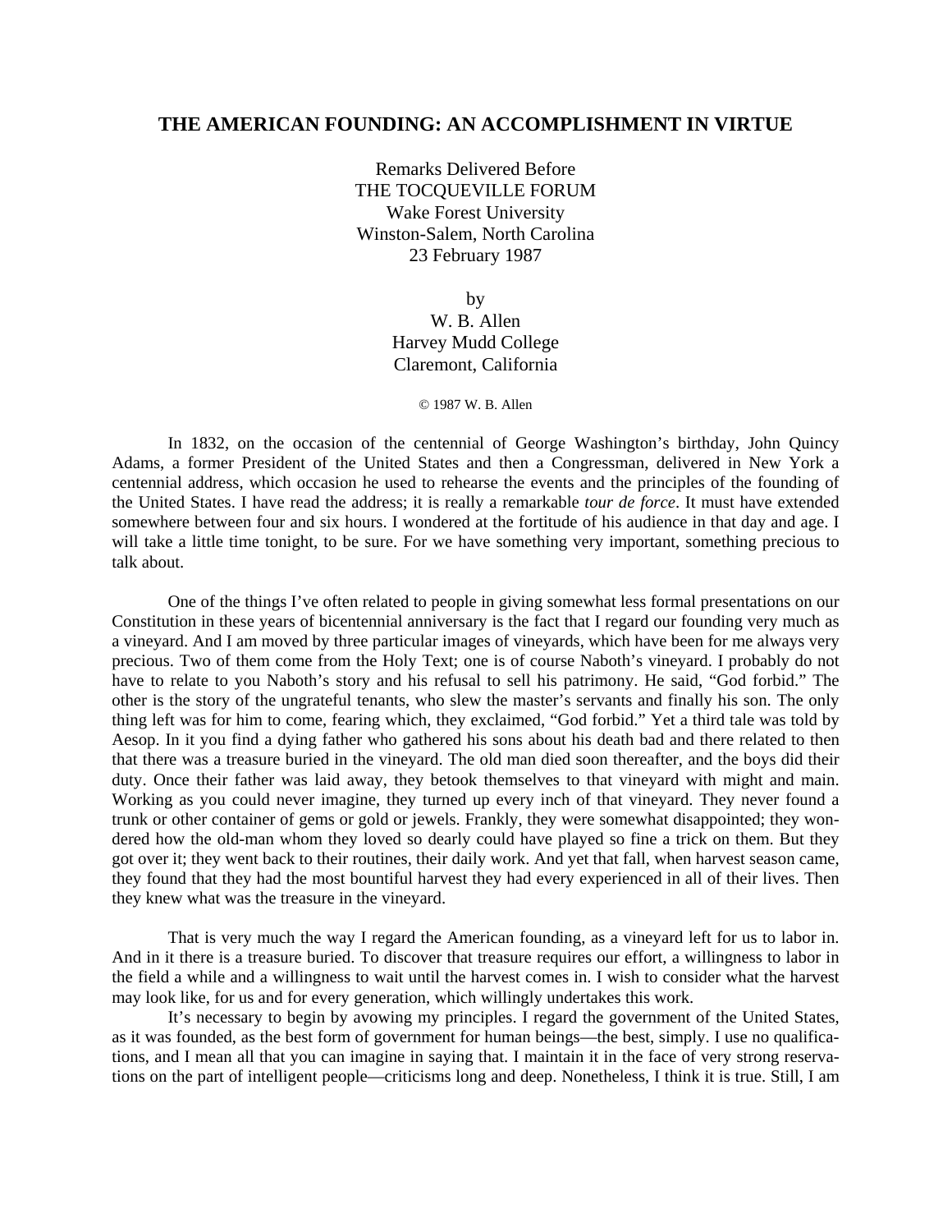# THE AMERICAN FOUNDING: AN ACCOMPLISHMENT IN VIRTUE

Remarks Delivered Before
THE TOCQUEVILLE FORUM
Wake Forest University
Winston-Salem, North Carolina
23 February 1987

by
W. B. Allen
Harvey Mudd College
Claremont, California

© 1987 W. B. Allen

In 1832, on the occasion of the centennial of George Washington's birthday, John Quincy Adams, a former President of the United States and then a Congressman, delivered in New York a centennial address, which occasion he used to rehearse the events and the principles of the founding of the United States. I have read the address; it is really a remarkable *tour de force*. It must have extended somewhere between four and six hours. I wondered at the fortitude of his audience in that day and age. I will take a little time tonight, to be sure. For we have something very important, something precious to talk about.

One of the things I've often related to people in giving somewhat less formal presentations on our Constitution in these years of bicentennial anniversary is the fact that I regard our founding very much as a vineyard. And I am moved by three particular images of vineyards, which have been for me always very precious. Two of them come from the Holy Text; one is of course Naboth's vineyard. I probably do not have to relate to you Naboth's story and his refusal to sell his patrimony. He said, "God forbid." The other is the story of the ungrateful tenants, who slew the master's servants and finally his son. The only thing left was for him to come, fearing which, they exclaimed, "God forbid." Yet a third tale was told by Aesop. In it you find a dying father who gathered his sons about his death bad and there related to then that there was a treasure buried in the vineyard. The old man died soon thereafter, and the boys did their duty. Once their father was laid away, they betook themselves to that vineyard with might and main. Working as you could never imagine, they turned up every inch of that vineyard. They never found a trunk or other container of gems or gold or jewels. Frankly, they were somewhat disappointed; they wondered how the old-man whom they loved so dearly could have played so fine a trick on them. But they got over it; they went back to their routines, their daily work. And yet that fall, when harvest season came, they found that they had the most bountiful harvest they had every experienced in all of their lives. Then they knew what was the treasure in the vineyard.

That is very much the way I regard the American founding, as a vineyard left for us to labor in. And in it there is a treasure buried. To discover that treasure requires our effort, a willingness to labor in the field a while and a willingness to wait until the harvest comes in. I wish to consider what the harvest may look like, for us and for every generation, which willingly undertakes this work.

It's necessary to begin by avowing my principles. I regard the government of the United States, as it was founded, as the best form of government for human beings—the best, simply. I use no qualifications, and I mean all that you can imagine in saying that. I maintain it in the face of very strong reservations on the part of intelligent people—criticisms long and deep. Nonetheless, I think it is true. Still, I am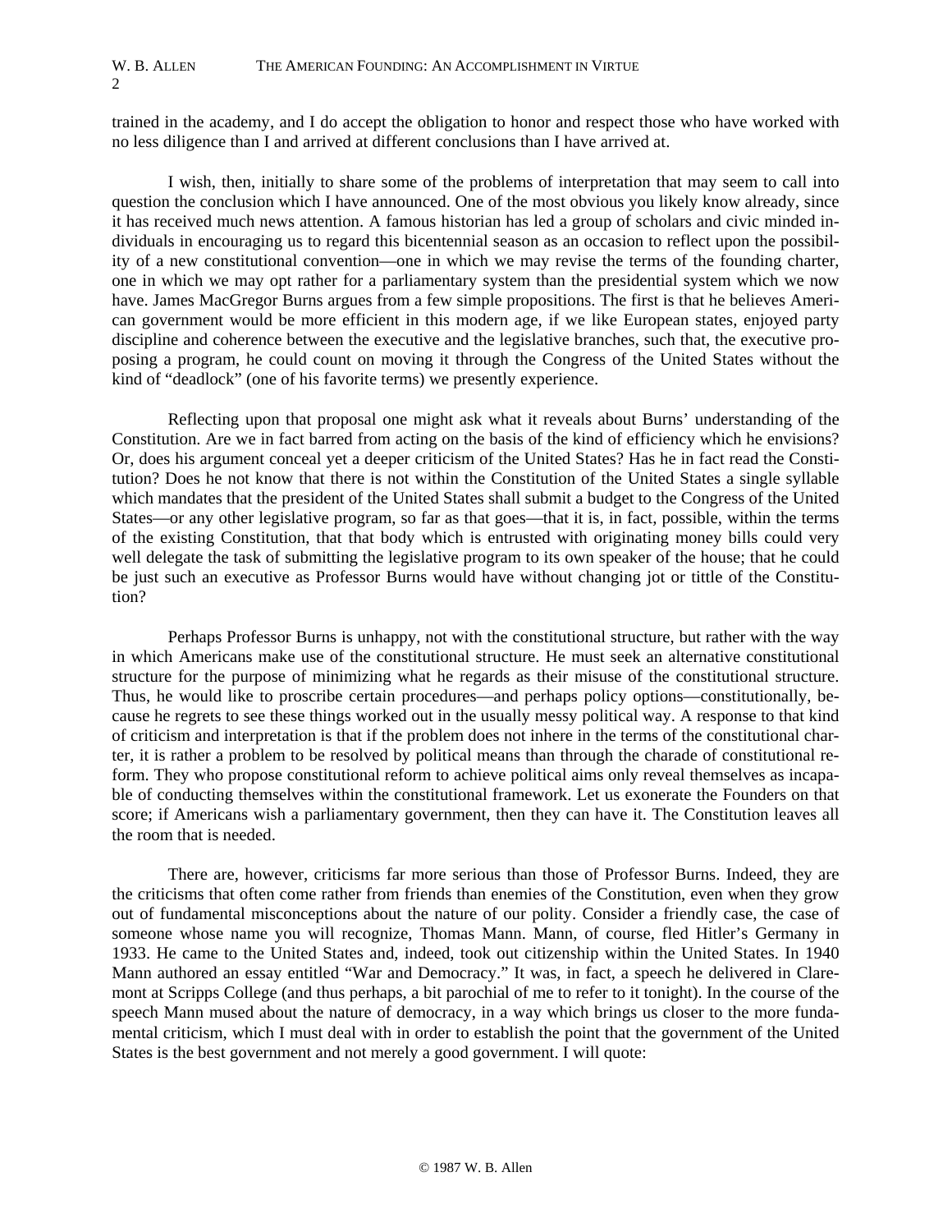trained in the academy, and I do accept the obligation to honor and respect those who have worked with no less diligence than I and arrived at different conclusions than I have arrived at.

I wish, then, initially to share some of the problems of interpretation that may seem to call into question the conclusion which I have announced. One of the most obvious you likely know already, since it has received much news attention. A famous historian has led a group of scholars and civic minded individuals in encouraging us to regard this bicentennial season as an occasion to reflect upon the possibility of a new constitutional convention—one in which we may revise the terms of the founding charter, one in which we may opt rather for a parliamentary system than the presidential system which we now have. James MacGregor Burns argues from a few simple propositions. The first is that he believes American government would be more efficient in this modern age, if we like European states, enjoyed party discipline and coherence between the executive and the legislative branches, such that, the executive proposing a program, he could count on moving it through the Congress of the United States without the kind of "deadlock" (one of his favorite terms) we presently experience.

Reflecting upon that proposal one might ask what it reveals about Burns' understanding of the Constitution. Are we in fact barred from acting on the basis of the kind of efficiency which he envisions? Or, does his argument conceal yet a deeper criticism of the United States? Has he in fact read the Constitution? Does he not know that there is not within the Constitution of the United States a single syllable which mandates that the president of the United States shall submit a budget to the Congress of the United States—or any other legislative program, so far as that goes—that it is, in fact, possible, within the terms of the existing Constitution, that that body which is entrusted with originating money bills could very well delegate the task of submitting the legislative program to its own speaker of the house; that he could be just such an executive as Professor Burns would have without changing jot or tittle of the Constitution?

Perhaps Professor Burns is unhappy, not with the constitutional structure, but rather with the way in which Americans make use of the constitutional structure. He must seek an alternative constitutional structure for the purpose of minimizing what he regards as their misuse of the constitutional structure. Thus, he would like to proscribe certain procedures—and perhaps policy options—constitutionally, because he regrets to see these things worked out in the usually messy political way. A response to that kind of criticism and interpretation is that if the problem does not inhere in the terms of the constitutional charter, it is rather a problem to be resolved by political means than through the charade of constitutional reform. They who propose constitutional reform to achieve political aims only reveal themselves as incapable of conducting themselves within the constitutional framework. Let us exonerate the Founders on that score; if Americans wish a parliamentary government, then they can have it. The Constitution leaves all the room that is needed.

There are, however, criticisms far more serious than those of Professor Burns. Indeed, they are the criticisms that often come rather from friends than enemies of the Constitution, even when they grow out of fundamental misconceptions about the nature of our polity. Consider a friendly case, the case of someone whose name you will recognize, Thomas Mann. Mann, of course, fled Hitler's Germany in 1933. He came to the United States and, indeed, took out citizenship within the United States. In 1940 Mann authored an essay entitled "War and Democracy." It was, in fact, a speech he delivered in Claremont at Scripps College (and thus perhaps, a bit parochial of me to refer to it tonight). In the course of the speech Mann mused about the nature of democracy, in a way which brings us closer to the more fundamental criticism, which I must deal with in order to establish the point that the government of the United States is the best government and not merely a good government. I will quote: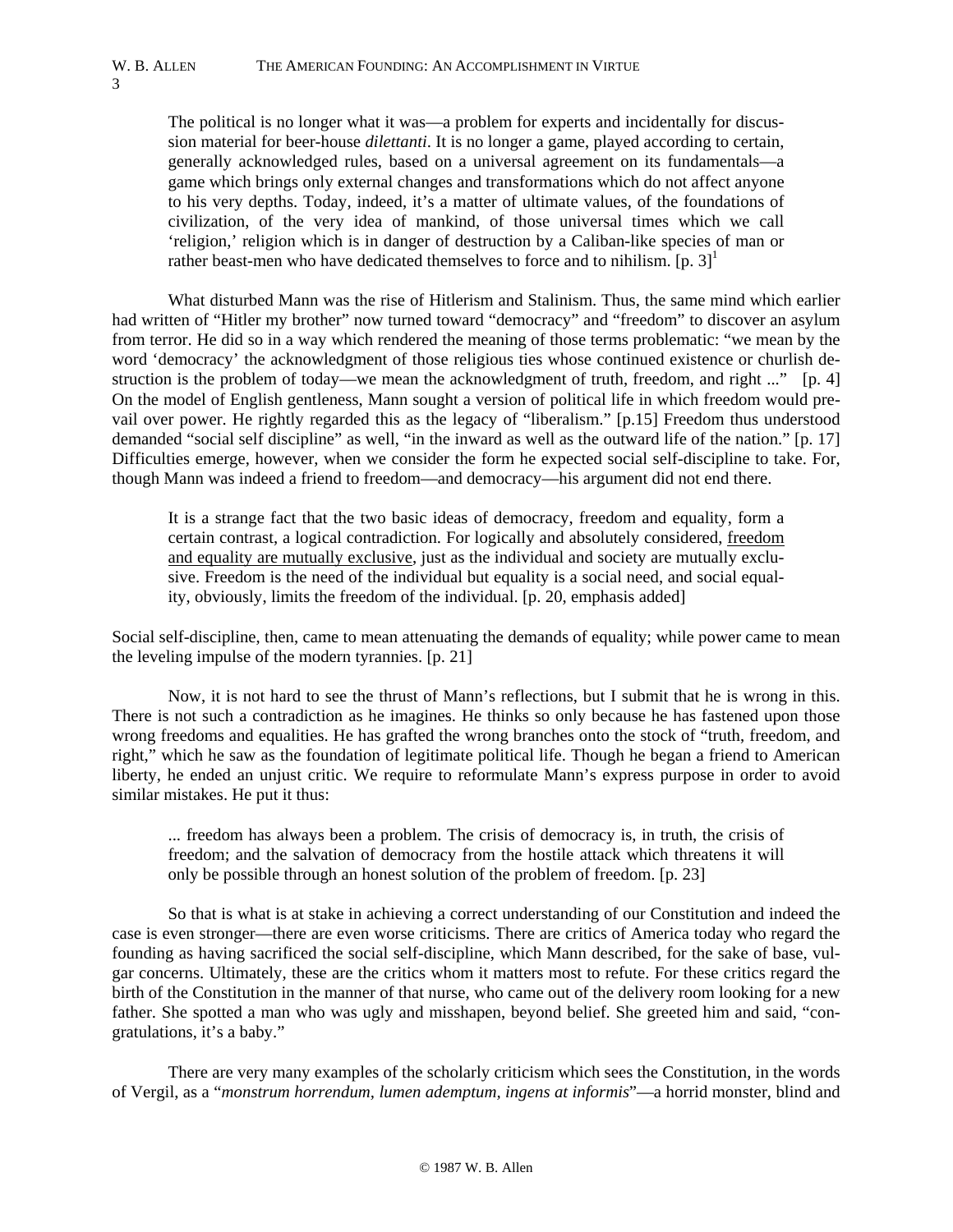> The political is no longer what it was—a problem for experts and incidentally for discussion material for beer-house *dilettanti*. It is no longer a game, played according to certain, generally acknowledged rules, based on a universal agreement on its fundamentals—a game which brings only external changes and transformations which do not affect anyone to his very depths. Today, indeed, it's a matter of ultimate values, of the foundations of civilization, of the very idea of mankind, of those universal times which we call 'religion,' religion which is in danger of destruction by a Caliban-like species of man or rather beast-men who have dedicated themselves to force and to nihilism. [p. 3][1]

What disturbed Mann was the rise of Hitlerism and Stalinism. Thus, the same mind which earlier had written of "Hitler my brother" now turned toward "democracy" and "freedom" to discover an asylum from terror. He did so in a way which rendered the meaning of those terms problematic: "we mean by the word 'democracy' the acknowledgment of those religious ties whose continued existence or churlish destruction is the problem of today—we mean the acknowledgment of truth, freedom, and right ..." [p. 4] On the model of English gentleness, Mann sought a version of political life in which freedom would prevail over power. He rightly regarded this as the legacy of "liberalism." [p.15] Freedom thus understood demanded "social self discipline" as well, "in the inward as well as the outward life of the nation." [p. 17] Difficulties emerge, however, when we consider the form he expected social self-discipline to take. For, though Mann was indeed a friend to freedom—and democracy—his argument did not end there.

> It is a strange fact that the two basic ideas of democracy, freedom and equality, form a certain contrast, a logical contradiction. For logically and absolutely considered, <u>freedom and equality are mutually exclusive</u>, just as the individual and society are mutually exclusive. Freedom is the need of the individual but equality is a social need, and social equality, obviously, limits the freedom of the individual. [p. 20, emphasis added]

Social self-discipline, then, came to mean attenuating the demands of equality; while power came to mean the leveling impulse of the modern tyrannies. [p. 21]

Now, it is not hard to see the thrust of Mann's reflections, but I submit that he is wrong in this. There is not such a contradiction as he imagines. He thinks so only because he has fastened upon those wrong freedoms and equalities. He has grafted the wrong branches onto the stock of "truth, freedom, and right," which he saw as the foundation of legitimate political life. Though he began a friend to American liberty, he ended an unjust critic. We require to reformulate Mann's express purpose in order to avoid similar mistakes. He put it thus:

> ... freedom has always been a problem. The crisis of democracy is, in truth, the crisis of freedom; and the salvation of democracy from the hostile attack which threatens it will only be possible through an honest solution of the problem of freedom. [p. 23]

So that is what is at stake in achieving a correct understanding of our Constitution and indeed the case is even stronger—there are even worse criticisms. There are critics of America today who regard the founding as having sacrificed the social self-discipline, which Mann described, for the sake of base, vulgar concerns. Ultimately, these are the critics whom it matters most to refute. For these critics regard the birth of the Constitution in the manner of that nurse, who came out of the delivery room looking for a new father. She spotted a man who was ugly and misshapen, beyond belief. She greeted him and said, "congratulations, it's a baby."

There are very many examples of the scholarly criticism which sees the Constitution, in the words of Vergil, as a "*monstrum horrendum, lumen ademptum, ingens at informis*"—a horrid monster, blind and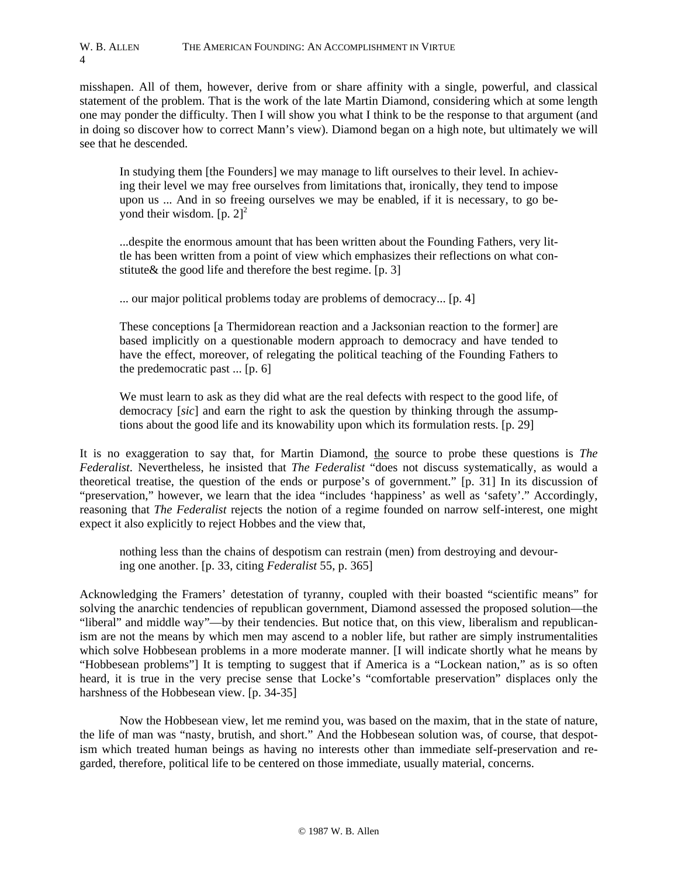misshapen. All of them, however, derive from or share affinity with a single, powerful, and classical statement of the problem. That is the work of the late Martin Diamond, considering which at some length one may ponder the difficulty. Then I will show you what I think to be the response to that argument (and in doing so discover how to correct Mann's view). Diamond began on a high note, but ultimately we will see that he descended.

> In studying them [the Founders] we may manage to lift ourselves to their level. In achieving their level we may free ourselves from limitations that, ironically, they tend to impose upon us ... And in so freeing ourselves we may be enabled, if it is necessary, to go beyond their wisdom. [p. 2][2]
>
> ...despite the enormous amount that has been written about the Founding Fathers, very little has been written from a point of view which emphasizes their reflections on what constitute& the good life and therefore the best regime. [p. 3]
>
> ... our major political problems today are problems of democracy... [p. 4]
>
> These conceptions [a Thermidorean reaction and a Jacksonian reaction to the former] are based implicitly on a questionable modern approach to democracy and have tended to have the effect, moreover, of relegating the political teaching of the Founding Fathers to the predemocratic past ... [p. 6]
>
> We must learn to ask as they did what are the real defects with respect to the good life, of democracy [*sic*] and earn the right to ask the question by thinking through the assumptions about the good life and its knowability upon which its formulation rests. [p. 29]

It is no exaggeration to say that, for Martin Diamond, <u>the</u> source to probe these questions is *The Federalist*. Nevertheless, he insisted that *The Federalist* "does not discuss systematically, as would a theoretical treatise, the question of the ends or purpose's of government." [p. 31] In its discussion of "preservation," however, we learn that the idea "includes 'happiness' as well as 'safety'." Accordingly, reasoning that *The Federalist* rejects the notion of a regime founded on narrow self-interest, one might expect it also explicitly to reject Hobbes and the view that,

> nothing less than the chains of despotism can restrain (men) from destroying and devouring one another. [p. 33, citing *Federalist* 55, p. 365]

Acknowledging the Framers' detestation of tyranny, coupled with their boasted "scientific means" for solving the anarchic tendencies of republican government, Diamond assessed the proposed solution—the "liberal" and middle way"—by their tendencies. But notice that, on this view, liberalism and republicanism are not the means by which men may ascend to a nobler life, but rather are simply instrumentalities which solve Hobbesean problems in a more moderate manner. [I will indicate shortly what he means by "Hobbesean problems"] It is tempting to suggest that if America is a "Lockean nation," as is so often heard, it is true in the very precise sense that Locke's "comfortable preservation" displaces only the harshness of the Hobbesean view. [p. 34-35]

Now the Hobbesean view, let me remind you, was based on the maxim, that in the state of nature, the life of man was "nasty, brutish, and short." And the Hobbesean solution was, of course, that despotism which treated human beings as having no interests other than immediate self-preservation and regarded, therefore, political life to be centered on those immediate, usually material, concerns.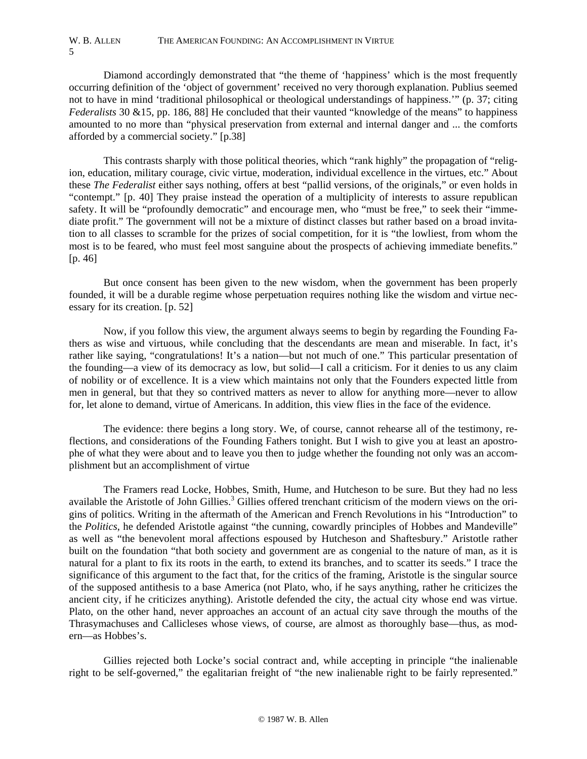Diamond accordingly demonstrated that "the theme of 'happiness' which is the most frequently occurring definition of the 'object of government' received no very thorough explanation. Publius seemed not to have in mind 'traditional philosophical or theological understandings of happiness.'" (p. 37; citing *Federalists* 30 &15, pp. 186, 88] He concluded that their vaunted "knowledge of the means" to happiness amounted to no more than "physical preservation from external and internal danger and ... the comforts afforded by a commercial society." [p.38]

This contrasts sharply with those political theories, which "rank highly" the propagation of "religion, education, military courage, civic virtue, moderation, individual excellence in the virtues, etc." About these *The Federalist* either says nothing, offers at best "pallid versions, of the originals," or even holds in "contempt." [p. 40] They praise instead the operation of a multiplicity of interests to assure republican safety. It will be "profoundly democratic" and encourage men, who "must be free," to seek their "immediate profit." The government will not be a mixture of distinct classes but rather based on a broad invitation to all classes to scramble for the prizes of social competition, for it is "the lowliest, from whom the most is to be feared, who must feel most sanguine about the prospects of achieving immediate benefits." [p. 46]

But once consent has been given to the new wisdom, when the government has been properly founded, it will be a durable regime whose perpetuation requires nothing like the wisdom and virtue necessary for its creation. [p. 52]

Now, if you follow this view, the argument always seems to begin by regarding the Founding Fathers as wise and virtuous, while concluding that the descendants are mean and miserable. In fact, it's rather like saying, "congratulations! It's a nation—but not much of one." This particular presentation of the founding—a view of its democracy as low, but solid—I call a criticism. For it denies to us any claim of nobility or of excellence. It is a view which maintains not only that the Founders expected little from men in general, but that they so contrived matters as never to allow for anything more—never to allow for, let alone to demand, virtue of Americans. In addition, this view flies in the face of the evidence.

The evidence: there begins a long story. We, of course, cannot rehearse all of the testimony, reflections, and considerations of the Founding Fathers tonight. But I wish to give you at least an apostrophe of what they were about and to leave you then to judge whether the founding not only was an accomplishment but an accomplishment of virtue

The Framers read Locke, Hobbes, Smith, Hume, and Hutcheson to be sure. But they had no less available the Aristotle of John Gillies.[3] Gillies offered trenchant criticism of the modern views on the origins of politics. Writing in the aftermath of the American and French Revolutions in his "Introduction" to the *Politics*, he defended Aristotle against "the cunning, cowardly principles of Hobbes and Mandeville" as well as "the benevolent moral affections espoused by Hutcheson and Shaftesbury." Aristotle rather built on the foundation "that both society and government are as congenial to the nature of man, as it is natural for a plant to fix its roots in the earth, to extend its branches, and to scatter its seeds." I trace the significance of this argument to the fact that, for the critics of the framing, Aristotle is the singular source of the supposed antithesis to a base America (not Plato, who, if he says anything, rather he criticizes the ancient city, if he criticizes anything). Aristotle defended the city, the actual city whose end was virtue. Plato, on the other hand, never approaches an account of an actual city save through the mouths of the Thrasymachuses and Callicleses whose views, of course, are almost as thoroughly base—thus, as modern—as Hobbes's.

Gillies rejected both Locke's social contract and, while accepting in principle "the inalienable right to be self-governed," the egalitarian freight of "the new inalienable right to be fairly represented."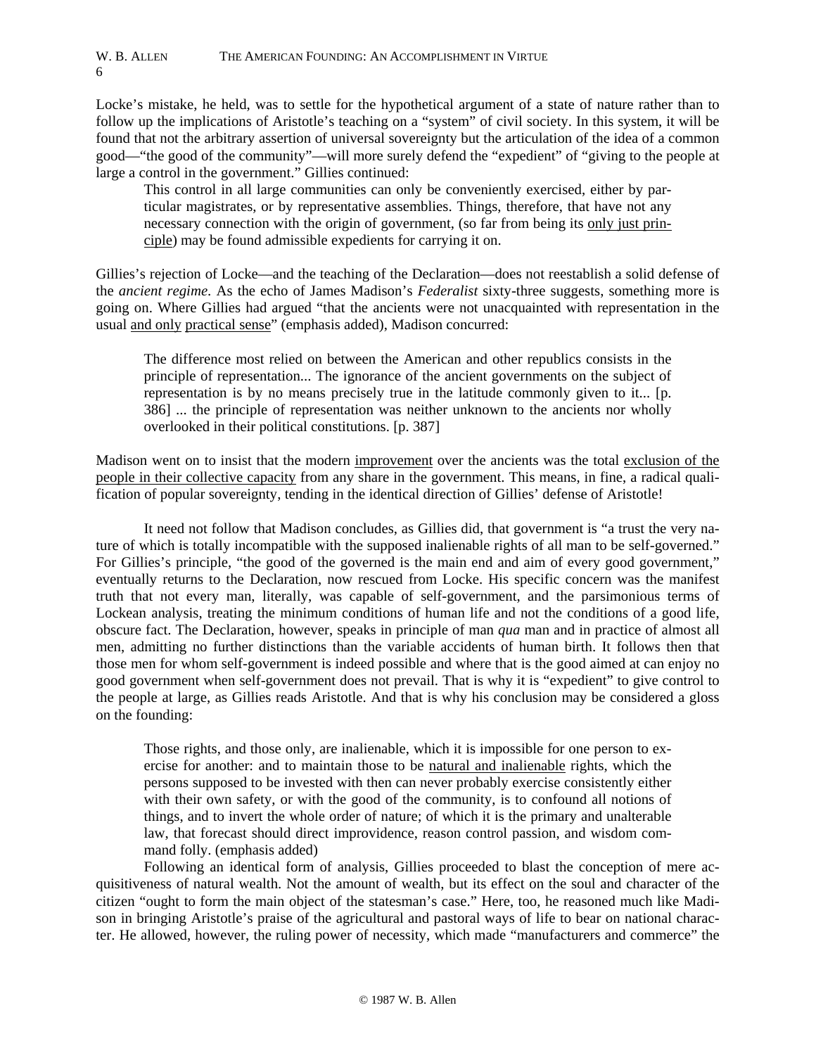Locke's mistake, he held, was to settle for the hypothetical argument of a state of nature rather than to follow up the implications of Aristotle's teaching on a "system" of civil society. In this system, it will be found that not the arbitrary assertion of universal sovereignty but the articulation of the idea of a common good—"the good of the community"—will more surely defend the "expedient" of "giving to the people at large a control in the government." Gillies continued:

> This control in all large communities can only be conveniently exercised, either by particular magistrates, or by representative assemblies. Things, therefore, that have not any necessary connection with the origin of government, (so far from being its <u>only just principle</u>) may be found admissible expedients for carrying it on.

Gillies's rejection of Locke—and the teaching of the Declaration—does not reestablish a solid defense of the *ancient regime*. As the echo of James Madison's *Federalist* sixty-three suggests, something more is going on. Where Gillies had argued "that the ancients were not unacquainted with representation in the usual <u>and only</u> <u>practical sense</u>" (emphasis added), Madison concurred:

> The difference most relied on between the American and other republics consists in the principle of representation... The ignorance of the ancient governments on the subject of representation is by no means precisely true in the latitude commonly given to it... [p. 386] ... the principle of representation was neither unknown to the ancients nor wholly overlooked in their political constitutions. [p. 387]

Madison went on to insist that the modern <u>improvement</u> over the ancients was the total <u>exclusion of the people in their collective capacity</u> from any share in the government. This means, in fine, a radical qualification of popular sovereignty, tending in the identical direction of Gillies' defense of Aristotle!

It need not follow that Madison concludes, as Gillies did, that government is "a trust the very nature of which is totally incompatible with the supposed inalienable rights of all man to be self-governed." For Gillies's principle, "the good of the governed is the main end and aim of every good government," eventually returns to the Declaration, now rescued from Locke. His specific concern was the manifest truth that not every man, literally, was capable of self-government, and the parsimonious terms of Lockean analysis, treating the minimum conditions of human life and not the conditions of a good life, obscure fact. The Declaration, however, speaks in principle of man *qua* man and in practice of almost all men, admitting no further distinctions than the variable accidents of human birth. It follows then that those men for whom self-government is indeed possible and where that is the good aimed at can enjoy no good government when self-government does not prevail. That is why it is "expedient" to give control to the people at large, as Gillies reads Aristotle. And that is why his conclusion may be considered a gloss on the founding:

> Those rights, and those only, are inalienable, which it is impossible for one person to exercise for another: and to maintain those to be <u>natural and inalienable</u> rights, which the persons supposed to be invested with then can never probably exercise consistently either with their own safety, or with the good of the community, is to confound all notions of things, and to invert the whole order of nature; of which it is the primary and unalterable law, that forecast should direct improvidence, reason control passion, and wisdom command folly. (emphasis added)

Following an identical form of analysis, Gillies proceeded to blast the conception of mere acquisitiveness of natural wealth. Not the amount of wealth, but its effect on the soul and character of the citizen "ought to form the main object of the statesman's case." Here, too, he reasoned much like Madison in bringing Aristotle's praise of the agricultural and pastoral ways of life to bear on national character. He allowed, however, the ruling power of necessity, which made "manufacturers and commerce" the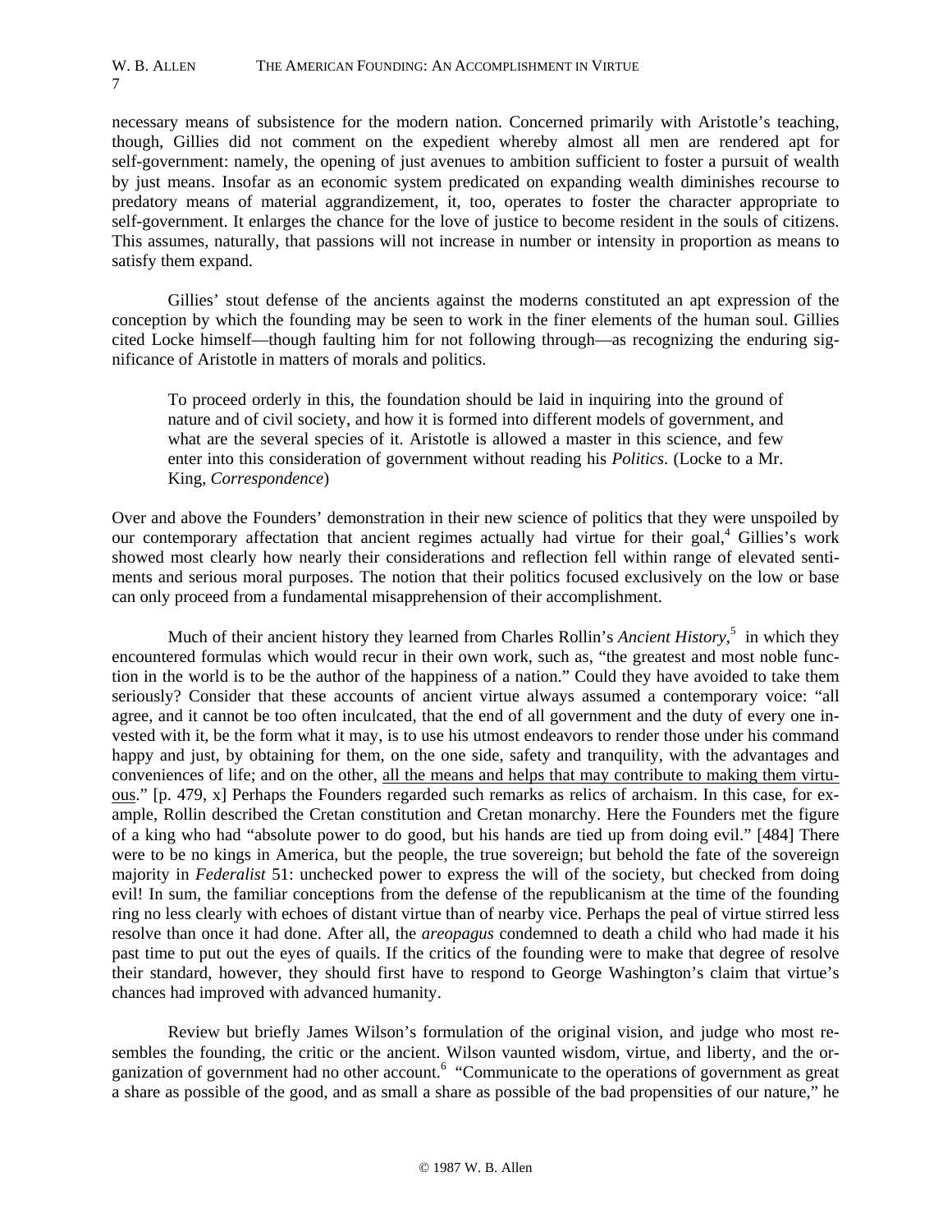necessary means of subsistence for the modern nation. Concerned primarily with Aristotle's teaching, though, Gillies did not comment on the expedient whereby almost all men are rendered apt for self-government: namely, the opening of just avenues to ambition sufficient to foster a pursuit of wealth by just means. Insofar as an economic system predicated on expanding wealth diminishes recourse to predatory means of material aggrandizement, it, too, operates to foster the character appropriate to self-government. It enlarges the chance for the love of justice to become resident in the souls of citizens. This assumes, naturally, that passions will not increase in number or intensity in proportion as means to satisfy them expand.

Gillies' stout defense of the ancients against the moderns constituted an apt expression of the conception by which the founding may be seen to work in the finer elements of the human soul. Gillies cited Locke himself—though faulting him for not following through—as recognizing the enduring significance of Aristotle in matters of morals and politics.

> To proceed orderly in this, the foundation should be laid in inquiring into the ground of nature and of civil society, and how it is formed into different models of government, and what are the several species of it. Aristotle is allowed a master in this science, and few enter into this consideration of government without reading his *Politics*. (Locke to a Mr. King, *Correspondence*)

Over and above the Founders' demonstration in their new science of politics that they were unspoiled by our contemporary affectation that ancient regimes actually had virtue for their goal,[4] Gillies's work showed most clearly how nearly their considerations and reflection fell within range of elevated sentiments and serious moral purposes. The notion that their politics focused exclusively on the low or base can only proceed from a fundamental misapprehension of their accomplishment.

Much of their ancient history they learned from Charles Rollin's *Ancient History*,[5] in which they encountered formulas which would recur in their own work, such as, "the greatest and most noble function in the world is to be the author of the happiness of a nation." Could they have avoided to take them seriously? Consider that these accounts of ancient virtue always assumed a contemporary voice: "all agree, and it cannot be too often inculcated, that the end of all government and the duty of every one invested with it, be the form what it may, is to use his utmost endeavors to render those under his command happy and just, by obtaining for them, on the one side, safety and tranquility, with the advantages and conveniences of life; and on the other, <u>all the means and helps that may contribute to making them virtuous</u>." [p. 479, x] Perhaps the Founders regarded such remarks as relics of archaism. In this case, for example, Rollin described the Cretan constitution and Cretan monarchy. Here the Founders met the figure of a king who had "absolute power to do good, but his hands are tied up from doing evil." [484] There were to be no kings in America, but the people, the true sovereign; but behold the fate of the sovereign majority in *Federalist* 51: unchecked power to express the will of the society, but checked from doing evil! In sum, the familiar conceptions from the defense of the republicanism at the time of the founding ring no less clearly with echoes of distant virtue than of nearby vice. Perhaps the peal of virtue stirred less resolve than once it had done. After all, the *areopagus* condemned to death a child who had made it his past time to put out the eyes of quails. If the critics of the founding were to make that degree of resolve their standard, however, they should first have to respond to George Washington's claim that virtue's chances had improved with advanced humanity.

Review but briefly James Wilson's formulation of the original vision, and judge who most resembles the founding, the critic or the ancient. Wilson vaunted wisdom, virtue, and liberty, and the organization of government had no other account.[6] "Communicate to the operations of government as great a share as possible of the good, and as small a share as possible of the bad propensities of our nature," he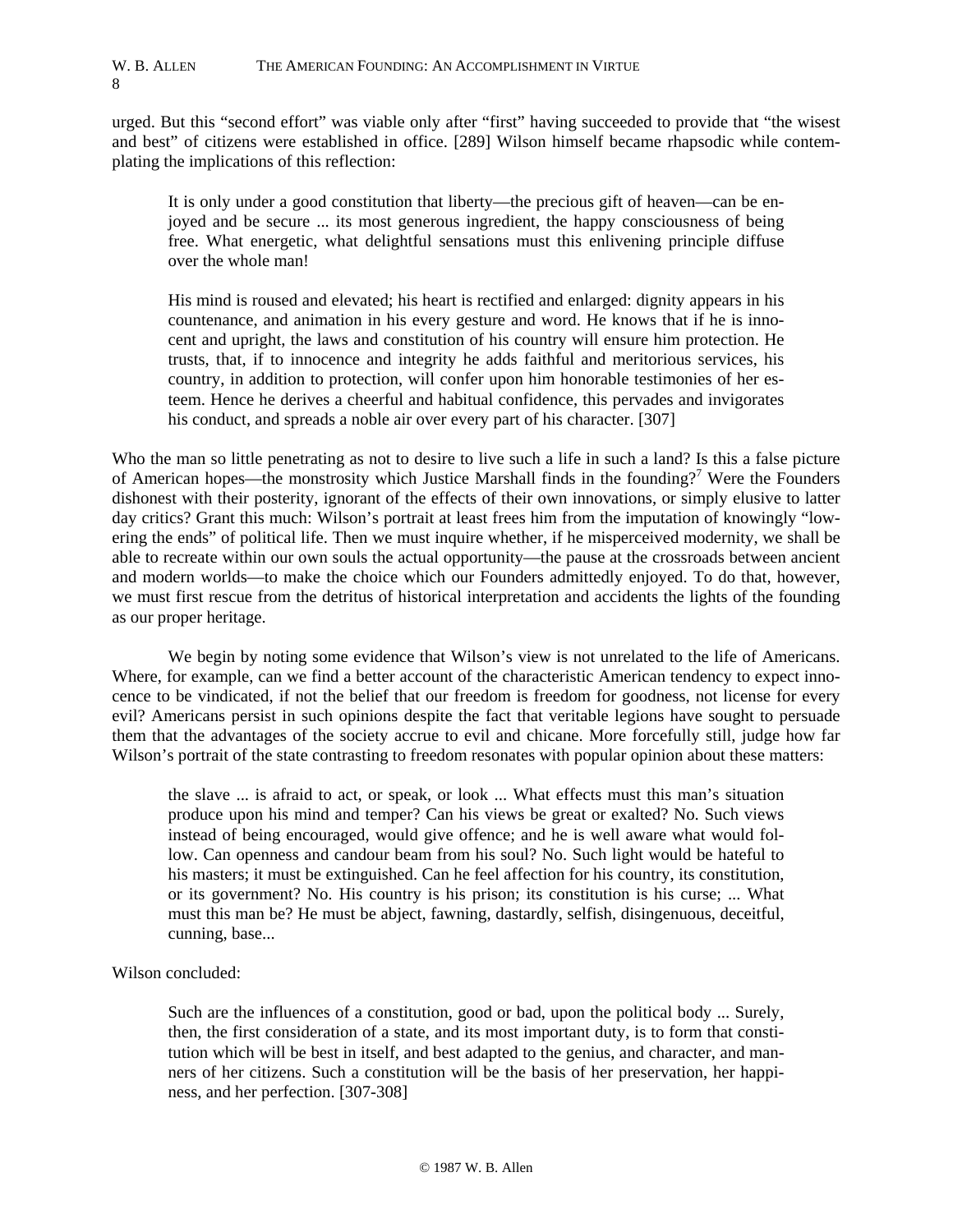urged. But this "second effort" was viable only after "first" having succeeded to provide that "the wisest and best" of citizens were established in office. [289] Wilson himself became rhapsodic while contemplating the implications of this reflection:

> It is only under a good constitution that liberty—the precious gift of heaven—can be enjoyed and be secure ... its most generous ingredient, the happy consciousness of being free. What energetic, what delightful sensations must this enlivening principle diffuse over the whole man!
>
> His mind is roused and elevated; his heart is rectified and enlarged: dignity appears in his countenance, and animation in his every gesture and word. He knows that if he is innocent and upright, the laws and constitution of his country will ensure him protection. He trusts, that, if to innocence and integrity he adds faithful and meritorious services, his country, in addition to protection, will confer upon him honorable testimonies of her esteem. Hence he derives a cheerful and habitual confidence, this pervades and invigorates his conduct, and spreads a noble air over every part of his character. [307]

Who the man so little penetrating as not to desire to live such a life in such a land? Is this a false picture of American hopes—the monstrosity which Justice Marshall finds in the founding?[7] Were the Founders dishonest with their posterity, ignorant of the effects of their own innovations, or simply elusive to latter day critics? Grant this much: Wilson's portrait at least frees him from the imputation of knowingly "lowering the ends" of political life. Then we must inquire whether, if he misperceived modernity, we shall be able to recreate within our own souls the actual opportunity—the pause at the crossroads between ancient and modern worlds—to make the choice which our Founders admittedly enjoyed. To do that, however, we must first rescue from the detritus of historical interpretation and accidents the lights of the founding as our proper heritage.

We begin by noting some evidence that Wilson's view is not unrelated to the life of Americans. Where, for example, can we find a better account of the characteristic American tendency to expect innocence to be vindicated, if not the belief that our freedom is freedom for goodness, not license for every evil? Americans persist in such opinions despite the fact that veritable legions have sought to persuade them that the advantages of the society accrue to evil and chicane. More forcefully still, judge how far Wilson's portrait of the state contrasting to freedom resonates with popular opinion about these matters:

> the slave ... is afraid to act, or speak, or look ... What effects must this man's situation produce upon his mind and temper? Can his views be great or exalted? No. Such views instead of being encouraged, would give offence; and he is well aware what would follow. Can openness and candour beam from his soul? No. Such light would be hateful to his masters; it must be extinguished. Can he feel affection for his country, its constitution, or its government? No. His country is his prison; its constitution is his curse; ... What must this man be? He must be abject, fawning, dastardly, selfish, disingenuous, deceitful, cunning, base...

Wilson concluded:

> Such are the influences of a constitution, good or bad, upon the political body ... Surely, then, the first consideration of a state, and its most important duty, is to form that constitution which will be best in itself, and best adapted to the genius, and character, and manners of her citizens. Such a constitution will be the basis of her preservation, her happiness, and her perfection. [307-308]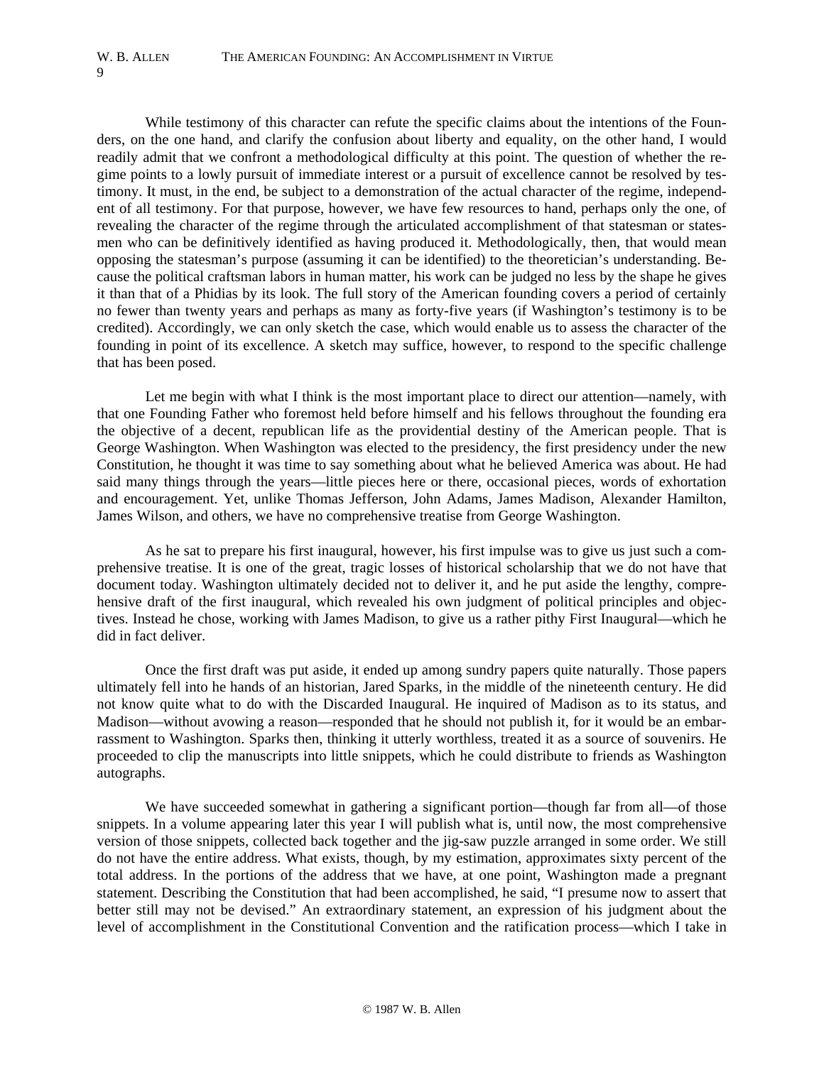While testimony of this character can refute the specific claims about the intentions of the Founders, on the one hand, and clarify the confusion about liberty and equality, on the other hand, I would readily admit that we confront a methodological difficulty at this point. The question of whether the regime points to a lowly pursuit of immediate interest or a pursuit of excellence cannot be resolved by testimony. It must, in the end, be subject to a demonstration of the actual character of the regime, independent of all testimony. For that purpose, however, we have few resources to hand, perhaps only the one, of revealing the character of the regime through the articulated accomplishment of that statesman or statesmen who can be definitively identified as having produced it. Methodologically, then, that would mean opposing the statesman's purpose (assuming it can be identified) to the theoretician's understanding. Because the political craftsman labors in human matter, his work can be judged no less by the shape he gives it than that of a Phidias by its look. The full story of the American founding covers a period of certainly no fewer than twenty years and perhaps as many as forty-five years (if Washington's testimony is to be credited). Accordingly, we can only sketch the case, which would enable us to assess the character of the founding in point of its excellence. A sketch may suffice, however, to respond to the specific challenge that has been posed.

Let me begin with what I think is the most important place to direct our attention—namely, with that one Founding Father who foremost held before himself and his fellows throughout the founding era the objective of a decent, republican life as the providential destiny of the American people. That is George Washington. When Washington was elected to the presidency, the first presidency under the new Constitution, he thought it was time to say something about what he believed America was about. He had said many things through the years—little pieces here or there, occasional pieces, words of exhortation and encouragement. Yet, unlike Thomas Jefferson, John Adams, James Madison, Alexander Hamilton, James Wilson, and others, we have no comprehensive treatise from George Washington.

As he sat to prepare his first inaugural, however, his first impulse was to give us just such a comprehensive treatise. It is one of the great, tragic losses of historical scholarship that we do not have that document today. Washington ultimately decided not to deliver it, and he put aside the lengthy, comprehensive draft of the first inaugural, which revealed his own judgment of political principles and objectives. Instead he chose, working with James Madison, to give us a rather pithy First Inaugural—which he did in fact deliver.

Once the first draft was put aside, it ended up among sundry papers quite naturally. Those papers ultimately fell into he hands of an historian, Jared Sparks, in the middle of the nineteenth century. He did not know quite what to do with the Discarded Inaugural. He inquired of Madison as to its status, and Madison—without avowing a reason—responded that he should not publish it, for it would be an embarrassment to Washington. Sparks then, thinking it utterly worthless, treated it as a source of souvenirs. He proceeded to clip the manuscripts into little snippets, which he could distribute to friends as Washington autographs.

We have succeeded somewhat in gathering a significant portion—though far from all—of those snippets. In a volume appearing later this year I will publish what is, until now, the most comprehensive version of those snippets, collected back together and the jig-saw puzzle arranged in some order. We still do not have the entire address. What exists, though, by my estimation, approximates sixty percent of the total address. In the portions of the address that we have, at one point, Washington made a pregnant statement. Describing the Constitution that had been accomplished, he said, "I presume now to assert that better still may not be devised." An extraordinary statement, an expression of his judgment about the level of accomplishment in the Constitutional Convention and the ratification process—which I take in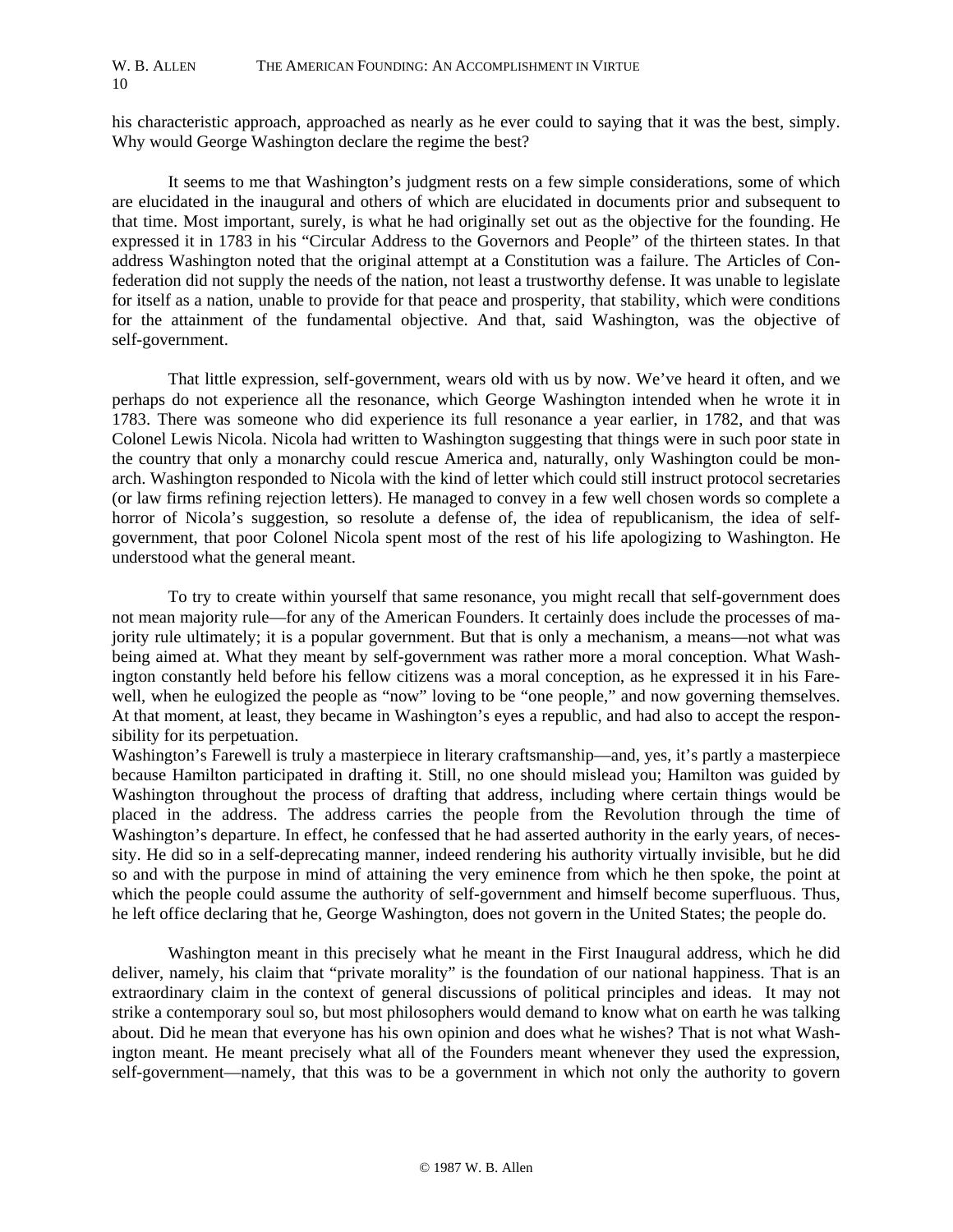his characteristic approach, approached as nearly as he ever could to saying that it was the best, simply. Why would George Washington declare the regime the best?

It seems to me that Washington's judgment rests on a few simple considerations, some of which are elucidated in the inaugural and others of which are elucidated in documents prior and subsequent to that time. Most important, surely, is what he had originally set out as the objective for the founding. He expressed it in 1783 in his "Circular Address to the Governors and People" of the thirteen states. In that address Washington noted that the original attempt at a Constitution was a failure. The Articles of Confederation did not supply the needs of the nation, not least a trustworthy defense. It was unable to legislate for itself as a nation, unable to provide for that peace and prosperity, that stability, which were conditions for the attainment of the fundamental objective. And that, said Washington, was the objective of self-government.

That little expression, self-government, wears old with us by now. We've heard it often, and we perhaps do not experience all the resonance, which George Washington intended when he wrote it in 1783. There was someone who did experience its full resonance a year earlier, in 1782, and that was Colonel Lewis Nicola. Nicola had written to Washington suggesting that things were in such poor state in the country that only a monarchy could rescue America and, naturally, only Washington could be monarch. Washington responded to Nicola with the kind of letter which could still instruct protocol secretaries (or law firms refining rejection letters). He managed to convey in a few well chosen words so complete a horror of Nicola's suggestion, so resolute a defense of, the idea of republicanism, the idea of self-government, that poor Colonel Nicola spent most of the rest of his life apologizing to Washington. He understood what the general meant.

To try to create within yourself that same resonance, you might recall that self-government does not mean majority rule—for any of the American Founders. It certainly does include the processes of majority rule ultimately; it is a popular government. But that is only a mechanism, a means—not what was being aimed at. What they meant by self-government was rather more a moral conception. What Washington constantly held before his fellow citizens was a moral conception, as he expressed it in his Farewell, when he eulogized the people as "now" loving to be "one people," and now governing themselves. At that moment, at least, they became in Washington's eyes a republic, and had also to accept the responsibility for its perpetuation.

Washington's Farewell is truly a masterpiece in literary craftsmanship—and, yes, it's partly a masterpiece because Hamilton participated in drafting it. Still, no one should mislead you; Hamilton was guided by Washington throughout the process of drafting that address, including where certain things would be placed in the address. The address carries the people from the Revolution through the time of Washington's departure. In effect, he confessed that he had asserted authority in the early years, of necessity. He did so in a self-deprecating manner, indeed rendering his authority virtually invisible, but he did so and with the purpose in mind of attaining the very eminence from which he then spoke, the point at which the people could assume the authority of self-government and himself become superfluous. Thus, he left office declaring that he, George Washington, does not govern in the United States; the people do.

Washington meant in this precisely what he meant in the First Inaugural address, which he did deliver, namely, his claim that "private morality" is the foundation of our national happiness. That is an extraordinary claim in the context of general discussions of political principles and ideas. It may not strike a contemporary soul so, but most philosophers would demand to know what on earth he was talking about. Did he mean that everyone has his own opinion and does what he wishes? That is not what Washington meant. He meant precisely what all of the Founders meant whenever they used the expression, self-government—namely, that this was to be a government in which not only the authority to govern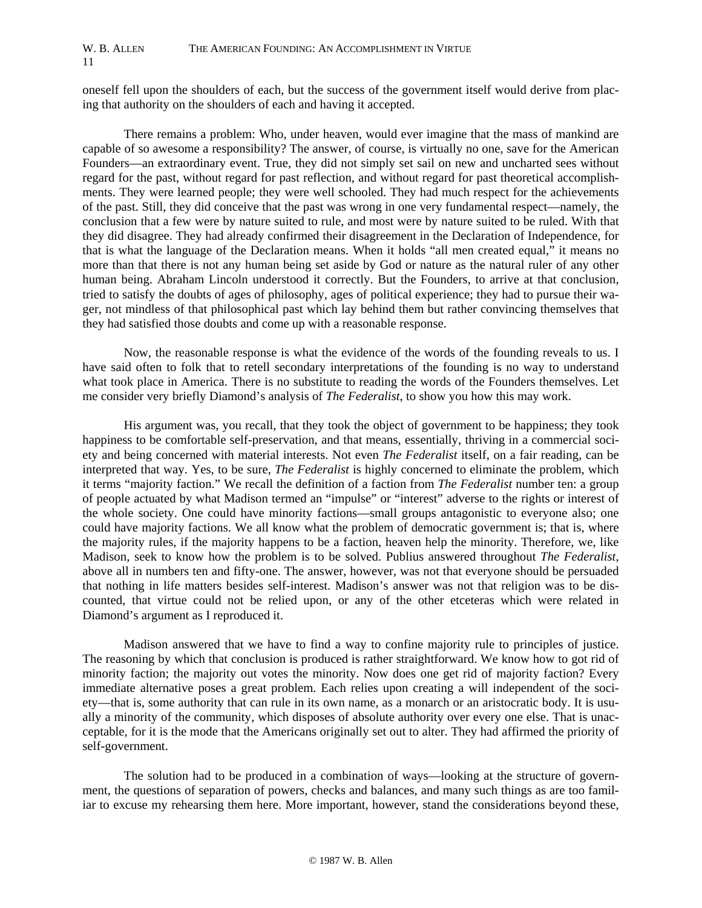oneself fell upon the shoulders of each, but the success of the government itself would derive from placing that authority on the shoulders of each and having it accepted.

There remains a problem: Who, under heaven, would ever imagine that the mass of mankind are capable of so awesome a responsibility? The answer, of course, is virtually no one, save for the American Founders—an extraordinary event. True, they did not simply set sail on new and uncharted sees without regard for the past, without regard for past reflection, and without regard for past theoretical accomplishments. They were learned people; they were well schooled. They had much respect for the achievements of the past. Still, they did conceive that the past was wrong in one very fundamental respect—namely, the conclusion that a few were by nature suited to rule, and most were by nature suited to be ruled. With that they did disagree. They had already confirmed their disagreement in the Declaration of Independence, for that is what the language of the Declaration means. When it holds "all men created equal," it means no more than that there is not any human being set aside by God or nature as the natural ruler of any other human being. Abraham Lincoln understood it correctly. But the Founders, to arrive at that conclusion, tried to satisfy the doubts of ages of philosophy, ages of political experience; they had to pursue their wager, not mindless of that philosophical past which lay behind them but rather convincing themselves that they had satisfied those doubts and come up with a reasonable response.

Now, the reasonable response is what the evidence of the words of the founding reveals to us. I have said often to folk that to retell secondary interpretations of the founding is no way to understand what took place in America. There is no substitute to reading the words of the Founders themselves. Let me consider very briefly Diamond's analysis of *The Federalist*, to show you how this may work.

His argument was, you recall, that they took the object of government to be happiness; they took happiness to be comfortable self-preservation, and that means, essentially, thriving in a commercial society and being concerned with material interests. Not even *The Federalist* itself, on a fair reading, can be interpreted that way. Yes, to be sure, *The Federalist* is highly concerned to eliminate the problem, which it terms "majority faction." We recall the definition of a faction from *The Federalist* number ten: a group of people actuated by what Madison termed an "impulse" or "interest" adverse to the rights or interest of the whole society. One could have minority factions—small groups antagonistic to everyone also; one could have majority factions. We all know what the problem of democratic government is; that is, where the majority rules, if the majority happens to be a faction, heaven help the minority. Therefore, we, like Madison, seek to know how the problem is to be solved. Publius answered throughout *The Federalist*, above all in numbers ten and fifty-one. The answer, however, was not that everyone should be persuaded that nothing in life matters besides self-interest. Madison's answer was not that religion was to be discounted, that virtue could not be relied upon, or any of the other etceteras which were related in Diamond's argument as I reproduced it.

Madison answered that we have to find a way to confine majority rule to principles of justice. The reasoning by which that conclusion is produced is rather straightforward. We know how to got rid of minority faction; the majority out votes the minority. Now does one get rid of majority faction? Every immediate alternative poses a great problem. Each relies upon creating a will independent of the society—that is, some authority that can rule in its own name, as a monarch or an aristocratic body. It is usually a minority of the community, which disposes of absolute authority over every one else. That is unacceptable, for it is the mode that the Americans originally set out to alter. They had affirmed the priority of self-government.

The solution had to be produced in a combination of ways—looking at the structure of government, the questions of separation of powers, checks and balances, and many such things as are too familiar to excuse my rehearsing them here. More important, however, stand the considerations beyond these,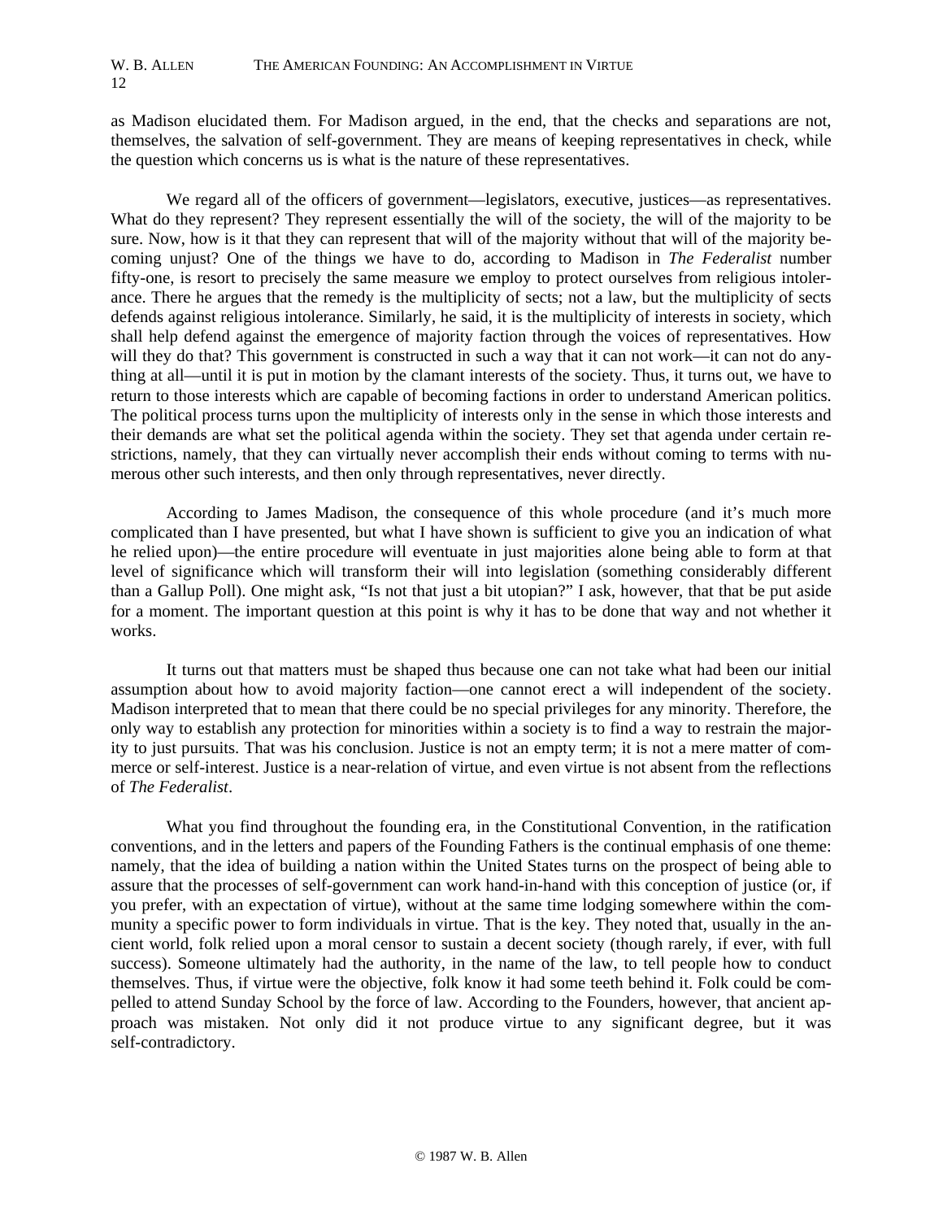as Madison elucidated them. For Madison argued, in the end, that the checks and separations are not, themselves, the salvation of self-government. They are means of keeping representatives in check, while the question which concerns us is what is the nature of these representatives.

We regard all of the officers of government—legislators, executive, justices—as representatives. What do they represent? They represent essentially the will of the society, the will of the majority to be sure. Now, how is it that they can represent that will of the majority without that will of the majority becoming unjust? One of the things we have to do, according to Madison in *The Federalist* number fifty-one, is resort to precisely the same measure we employ to protect ourselves from religious intolerance. There he argues that the remedy is the multiplicity of sects; not a law, but the multiplicity of sects defends against religious intolerance. Similarly, he said, it is the multiplicity of interests in society, which shall help defend against the emergence of majority faction through the voices of representatives. How will they do that? This government is constructed in such a way that it can not work—it can not do anything at all—until it is put in motion by the clamant interests of the society. Thus, it turns out, we have to return to those interests which are capable of becoming factions in order to understand American politics. The political process turns upon the multiplicity of interests only in the sense in which those interests and their demands are what set the political agenda within the society. They set that agenda under certain restrictions, namely, that they can virtually never accomplish their ends without coming to terms with numerous other such interests, and then only through representatives, never directly.

According to James Madison, the consequence of this whole procedure (and it's much more complicated than I have presented, but what I have shown is sufficient to give you an indication of what he relied upon)—the entire procedure will eventuate in just majorities alone being able to form at that level of significance which will transform their will into legislation (something considerably different than a Gallup Poll). One might ask, "Is not that just a bit utopian?" I ask, however, that that be put aside for a moment. The important question at this point is why it has to be done that way and not whether it works.

It turns out that matters must be shaped thus because one can not take what had been our initial assumption about how to avoid majority faction—one cannot erect a will independent of the society. Madison interpreted that to mean that there could be no special privileges for any minority. Therefore, the only way to establish any protection for minorities within a society is to find a way to restrain the majority to just pursuits. That was his conclusion. Justice is not an empty term; it is not a mere matter of commerce or self-interest. Justice is a near-relation of virtue, and even virtue is not absent from the reflections of *The Federalist*.

What you find throughout the founding era, in the Constitutional Convention, in the ratification conventions, and in the letters and papers of the Founding Fathers is the continual emphasis of one theme: namely, that the idea of building a nation within the United States turns on the prospect of being able to assure that the processes of self-government can work hand-in-hand with this conception of justice (or, if you prefer, with an expectation of virtue), without at the same time lodging somewhere within the community a specific power to form individuals in virtue. That is the key. They noted that, usually in the ancient world, folk relied upon a moral censor to sustain a decent society (though rarely, if ever, with full success). Someone ultimately had the authority, in the name of the law, to tell people how to conduct themselves. Thus, if virtue were the objective, folk know it had some teeth behind it. Folk could be compelled to attend Sunday School by the force of law. According to the Founders, however, that ancient approach was mistaken. Not only did it not produce virtue to any significant degree, but it was self-contradictory.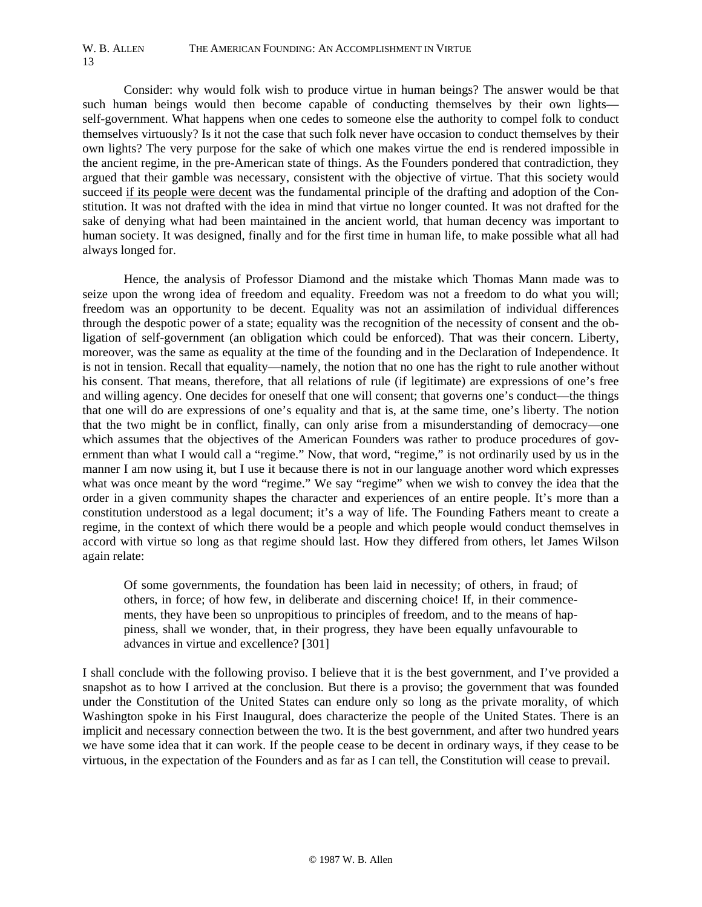Consider: why would folk wish to produce virtue in human beings? The answer would be that such human beings would then become capable of conducting themselves by their own lights—self-government. What happens when one cedes to someone else the authority to compel folk to conduct themselves virtuously? Is it not the case that such folk never have occasion to conduct themselves by their own lights? The very purpose for the sake of which one makes virtue the end is rendered impossible in the ancient regime, in the pre-American state of things. As the Founders pondered that contradiction, they argued that their gamble was necessary, consistent with the objective of virtue. That this society would succeed <u>if its people were decent</u> was the fundamental principle of the drafting and adoption of the Constitution. It was not drafted with the idea in mind that virtue no longer counted. It was not drafted for the sake of denying what had been maintained in the ancient world, that human decency was important to human society. It was designed, finally and for the first time in human life, to make possible what all had always longed for.

Hence, the analysis of Professor Diamond and the mistake which Thomas Mann made was to seize upon the wrong idea of freedom and equality. Freedom was not a freedom to do what you will; freedom was an opportunity to be decent. Equality was not an assimilation of individual differences through the despotic power of a state; equality was the recognition of the necessity of consent and the obligation of self-government (an obligation which could be enforced). That was their concern. Liberty, moreover, was the same as equality at the time of the founding and in the Declaration of Independence. It is not in tension. Recall that equality—namely, the notion that no one has the right to rule another without his consent. That means, therefore, that all relations of rule (if legitimate) are expressions of one's free and willing agency. One decides for oneself that one will consent; that governs one's conduct—the things that one will do are expressions of one's equality and that is, at the same time, one's liberty. The notion that the two might be in conflict, finally, can only arise from a misunderstanding of democracy—one which assumes that the objectives of the American Founders was rather to produce procedures of government than what I would call a "regime." Now, that word, "regime," is not ordinarily used by us in the manner I am now using it, but I use it because there is not in our language another word which expresses what was once meant by the word "regime." We say "regime" when we wish to convey the idea that the order in a given community shapes the character and experiences of an entire people. It's more than a constitution understood as a legal document; it's a way of life. The Founding Fathers meant to create a regime, in the context of which there would be a people and which people would conduct themselves in accord with virtue so long as that regime should last. How they differed from others, let James Wilson again relate:

> Of some governments, the foundation has been laid in necessity; of others, in fraud; of others, in force; of how few, in deliberate and discerning choice! If, in their commencements, they have been so unpropitious to principles of freedom, and to the means of happiness, shall we wonder, that, in their progress, they have been equally unfavourable to advances in virtue and excellence? [301]

I shall conclude with the following proviso. I believe that it is the best government, and I've provided a snapshot as to how I arrived at the conclusion. But there is a proviso; the government that was founded under the Constitution of the United States can endure only so long as the private morality, of which Washington spoke in his First Inaugural, does characterize the people of the United States. There is an implicit and necessary connection between the two. It is the best government, and after two hundred years we have some idea that it can work. If the people cease to be decent in ordinary ways, if they cease to be virtuous, in the expectation of the Founders and as far as I can tell, the Constitution will cease to prevail.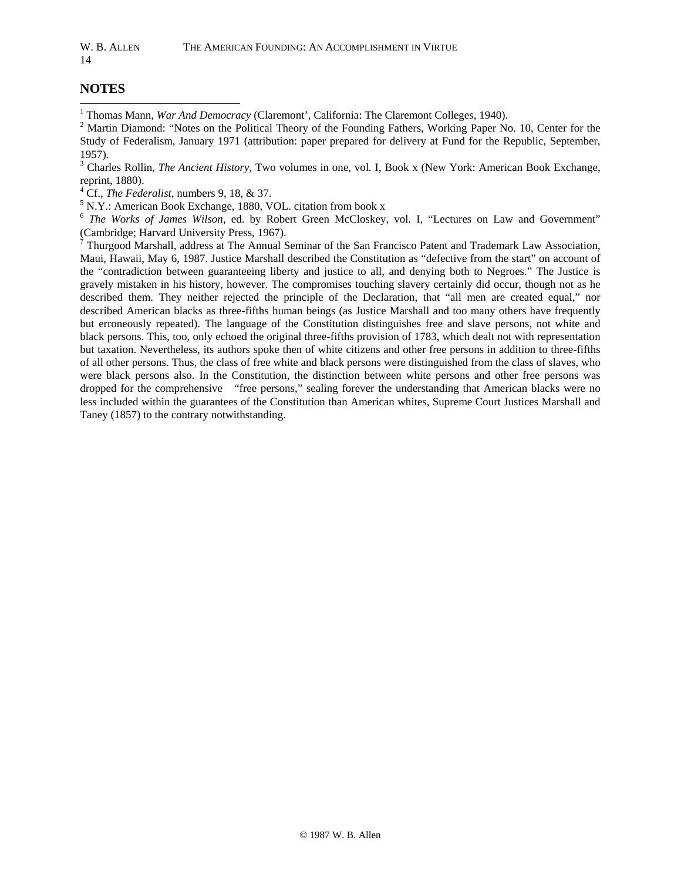## NOTES

[1] Thomas Mann, *War And Democracy* (Claremont', California: The Claremont Colleges, 1940).

[2] Martin Diamond: "Notes on the Political Theory of the Founding Fathers, Working Paper No. 10, Center for the Study of Federalism, January 1971 (attribution: paper prepared for delivery at Fund for the Republic, September, 1957).

[3] Charles Rollin, *The Ancient History,* Two volumes in one, vol. I, Book x (New York: American Book Exchange, reprint, 1880).

[4] Cf., *The Federalist,* numbers 9, 18, & 37.

[5] N.Y.: American Book Exchange, 1880, VOL. citation from book x

[6] *The Works of James Wilson*, ed. by Robert Green McCloskey, vol. I, "Lectures on Law and Government" (Cambridge; Harvard University Press, 1967).

[7] Thurgood Marshall, address at The Annual Seminar of the San Francisco Patent and Trademark Law Association, Maui, Hawaii, May 6, 1987. Justice Marshall described the Constitution as "defective from the start" on account of the "contradiction between guaranteeing liberty and justice to all, and denying both to Negroes." The Justice is gravely mistaken in his history, however. The compromises touching slavery certainly did occur, though not as he described them. They neither rejected the principle of the Declaration, that "all men are created equal," nor described American blacks as three-fifths human beings (as Justice Marshall and too many others have frequently but erroneously repeated). The language of the Constitution distinguishes free and slave persons, not white and black persons. This, too, only echoed the original three-fifths provision of 1783, which dealt not with representation but taxation. Nevertheless, its authors spoke then of white citizens and other free persons in addition to three-fifths of all other persons. Thus, the class of free white and black persons were distinguished from the class of slaves, who were black persons also. In the Constitution, the distinction between white persons and other free persons was dropped for the comprehensive "free persons," sealing forever the understanding that American blacks were no less included within the guarantees of the Constitution than American whites, Supreme Court Justices Marshall and Taney (1857) to the contrary notwithstanding.

© 1987 W. B. Allen